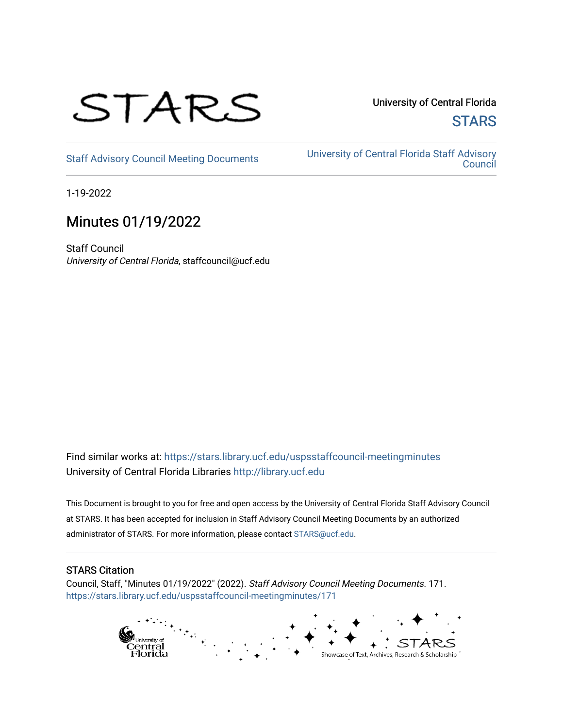STARS

University of Central Florida

STARS

Staff Advisory Council Meeting Documents

University of Central Florida Staff Advisory Council

1-19-2022

# Minutes 01/19/2022

Staff Council

*University of Central Florida*, staffcouncil@ucf.edu

Find similar works at: https://stars.library.ucf.edu/uspsstaffcouncil-meetingminutes

University of Central Florida Libraries http://library.ucf.edu

This Document is brought to you for free and open access by the University of Central Florida Staff Advisory Council at STARS. It has been accepted for inclusion in Staff Advisory Council Meeting Documents by an authorized administrator of STARS. For more information, please contact STARS@ucf.edu.

## STARS Citation

Council, Staff, "Minutes 01/19/2022" (2022). *Staff Advisory Council Meeting Documents*. 171.
https://stars.library.ucf.edu/uspsstaffcouncil-meetingminutes/171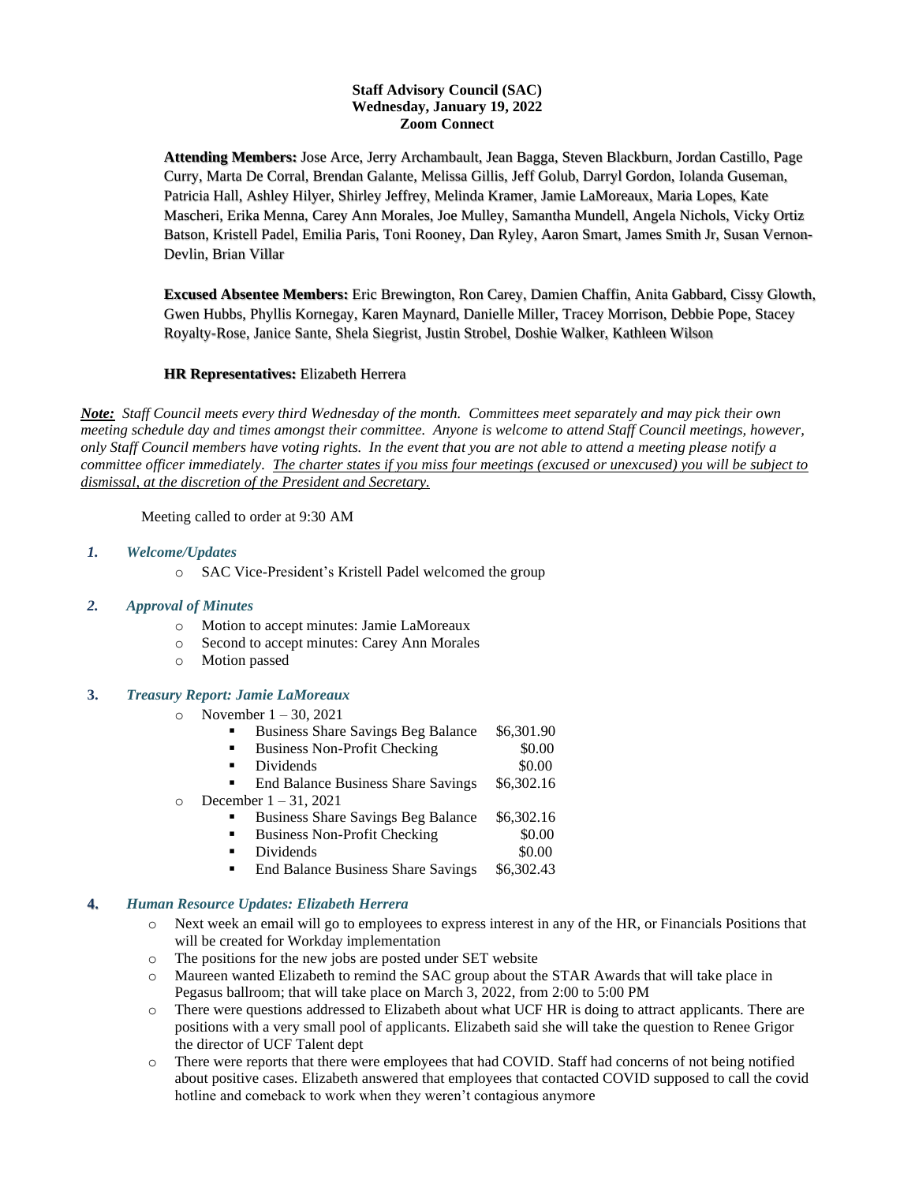**Staff Advisory Council (SAC)**
**Wednesday, January 19, 2022**
**Zoom Connect**

**Attending Members:** Jose Arce, Jerry Archambault, Jean Bagga, Steven Blackburn, Jordan Castillo, Page Curry, Marta De Corral, Brendan Galante, Melissa Gillis, Jeff Golub, Darryl Gordon, Iolanda Guseman, Patricia Hall, Ashley Hilyer, Shirley Jeffrey, Melinda Kramer, Jamie LaMoreaux, Maria Lopes, Kate Mascheri, Erika Menna, Carey Ann Morales, Joe Mulley, Samantha Mundell, Angela Nichols, Vicky Ortiz Batson, Kristell Padel, Emilia Paris, Toni Rooney, Dan Ryley, Aaron Smart, James Smith Jr, Susan Vernon-Devlin, Brian Villar

**Excused Absentee Members:** Eric Brewington, Ron Carey, Damien Chaffin, Anita Gabbard, Cissy Glowth, Gwen Hubbs, Phyllis Kornegay, Karen Maynard, Danielle Miller, Tracey Morrison, Debbie Pope, Stacey Royalty-Rose, Janice Sante, Shela Siegrist, Justin Strobel, Doshie Walker, Kathleen Wilson

**HR Representatives:** Elizabeth Herrera

***Note:*** *Staff Council meets every third Wednesday of the month. Committees meet separately and may pick their own meeting schedule day and times amongst their committee. Anyone is welcome to attend Staff Council meetings, however, only Staff Council members have voting rights. In the event that you are not able to attend a meeting please notify a committee officer immediately. The charter states if you miss four meetings (excused or unexcused) you will be subject to dismissal, at the discretion of the President and Secretary.*

Meeting called to order at 9:30 AM

1. ***Welcome/Updates***
   - SAC Vice-President's Kristell Padel welcomed the group

2. ***Approval of Minutes***
   - Motion to accept minutes: Jamie LaMoreaux
   - Second to accept minutes: Carey Ann Morales
   - Motion passed

3. ***Treasury Report: Jamie LaMoreaux***
   - November 1 – 30, 2021
     - Business Share Savings Beg Balance $6,301.90
     - Business Non-Profit Checking $0.00
     - Dividends $0.00
     - End Balance Business Share Savings $6,302.16
   - December 1 – 31, 2021
     - Business Share Savings Beg Balance $6,302.16
     - Business Non-Profit Checking $0.00
     - Dividends $0.00
     - End Balance Business Share Savings $6,302.43

4. ***Human Resource Updates: Elizabeth Herrera***
   - Next week an email will go to employees to express interest in any of the HR, or Financials Positions that will be created for Workday implementation
   - The positions for the new jobs are posted under SET website
   - Maureen wanted Elizabeth to remind the SAC group about the STAR Awards that will take place in Pegasus ballroom; that will take place on March 3, 2022, from 2:00 to 5:00 PM
   - There were questions addressed to Elizabeth about what UCF HR is doing to attract applicants. There are positions with a very small pool of applicants. Elizabeth said she will take the question to Renee Grigor the director of UCF Talent dept
   - There were reports that there were employees that had COVID. Staff had concerns of not being notified about positive cases. Elizabeth answered that employees that contacted COVID supposed to call the covid hotline and comeback to work when they weren't contagious anymore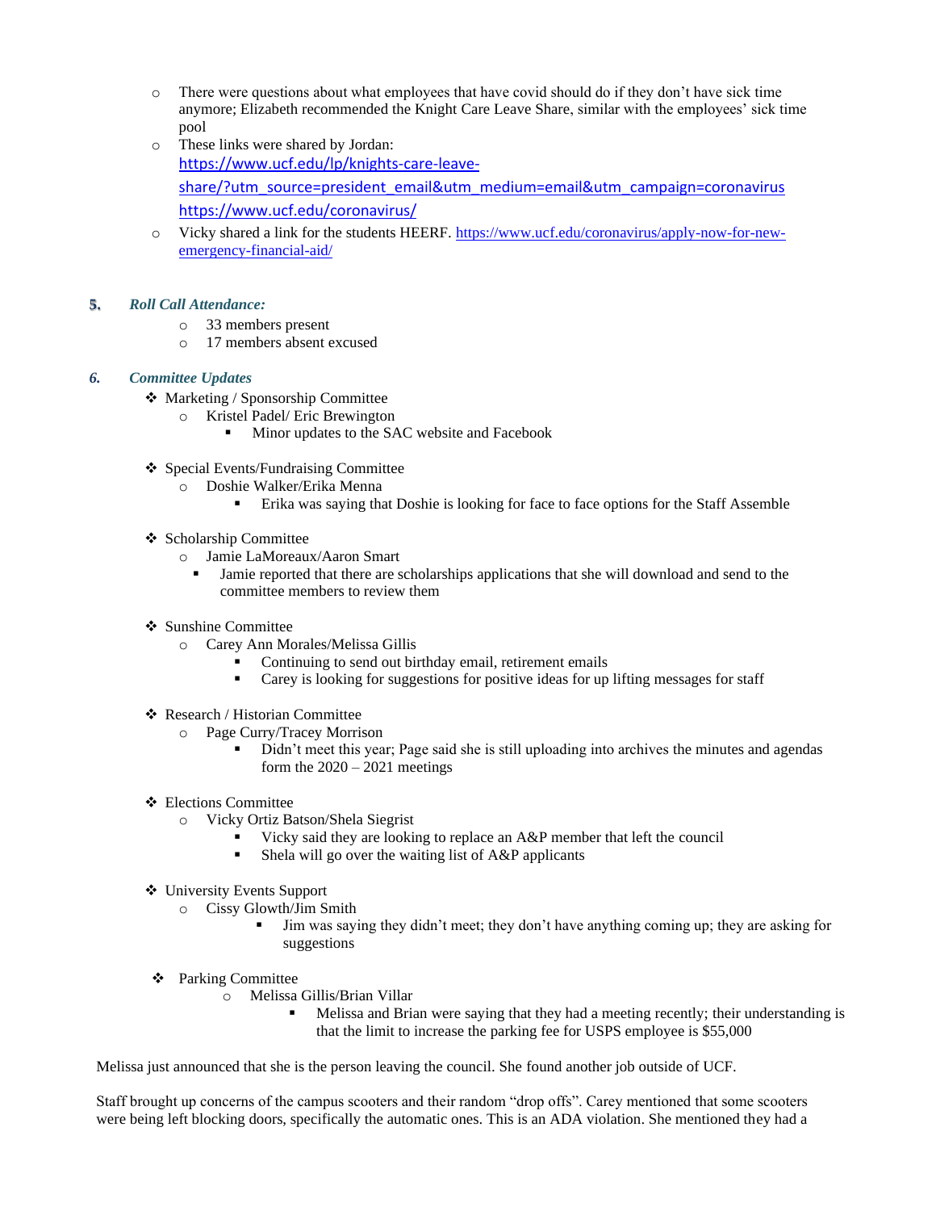- There were questions about what employees that have covid should do if they don't have sick time anymore; Elizabeth recommended the Knight Care Leave Share, similar with the employees' sick time pool
- These links were shared by Jordan: https://www.ucf.edu/lp/knights-care-leave-share/?utm_source=president_email&utm_medium=email&utm_campaign=coronavirus https://www.ucf.edu/coronavirus/
- Vicky shared a link for the students HEERF. https://www.ucf.edu/coronavirus/apply-now-for-new-emergency-financial-aid/

**5. *Roll Call Attendance:***

- 33 members present
- 17 members absent excused

***6. Committee Updates***

- Marketing / Sponsorship Committee
  - Kristel Padel/ Eric Brewington
    - Minor updates to the SAC website and Facebook

- Special Events/Fundraising Committee
  - Doshie Walker/Erika Menna
    - Erika was saying that Doshie is looking for face to face options for the Staff Assemble

- Scholarship Committee
  - Jamie LaMoreaux/Aaron Smart
    - Jamie reported that there are scholarships applications that she will download and send to the committee members to review them

- Sunshine Committee
  - Carey Ann Morales/Melissa Gillis
    - Continuing to send out birthday email, retirement emails
    - Carey is looking for suggestions for positive ideas for up lifting messages for staff

- Research / Historian Committee
  - Page Curry/Tracey Morrison
    - Didn't meet this year; Page said she is still uploading into archives the minutes and agendas form the 2020 – 2021 meetings

- Elections Committee
  - Vicky Ortiz Batson/Shela Siegrist
    - Vicky said they are looking to replace an A&P member that left the council
    - Shela will go over the waiting list of A&P applicants

- University Events Support
  - Cissy Glowth/Jim Smith
    - Jim was saying they didn't meet; they don't have anything coming up; they are asking for suggestions

- Parking Committee
  - Melissa Gillis/Brian Villar
    - Melissa and Brian were saying that they had a meeting recently; their understanding is that the limit to increase the parking fee for USPS employee is $55,000

Melissa just announced that she is the person leaving the council. She found another job outside of UCF.

Staff brought up concerns of the campus scooters and their random "drop offs". Carey mentioned that some scooters were being left blocking doors, specifically the automatic ones. This is an ADA violation. She mentioned they had a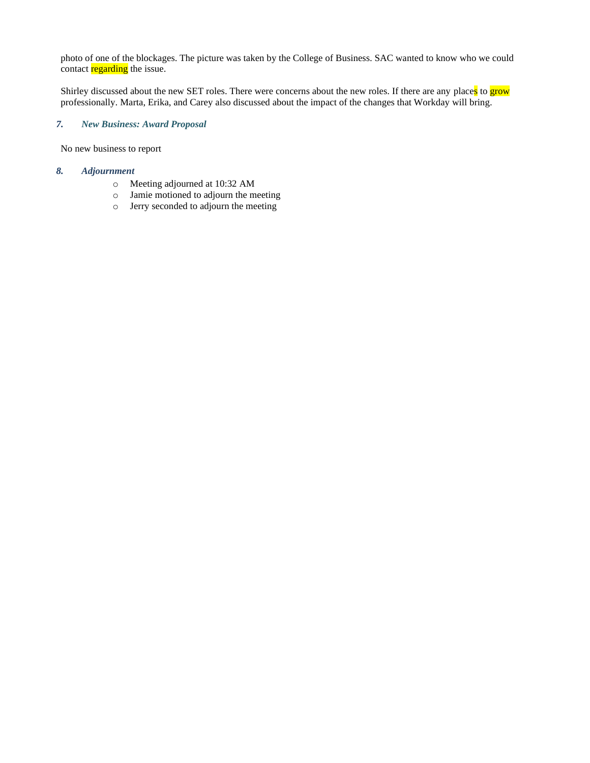photo of one of the blockages. The picture was taken by the College of Business. SAC wanted to know who we could contact regarding the issue.

Shirley discussed about the new SET roles. There were concerns about the new roles. If there are any places to grow professionally. Marta, Erika, and Carey also discussed about the impact of the changes that Workday will bring.

### *7. New Business: Award Proposal*

No new business to report

### *8. Adjournment*

- Meeting adjourned at 10:32 AM
- Jamie motioned to adjourn the meeting
- Jerry seconded to adjourn the meeting